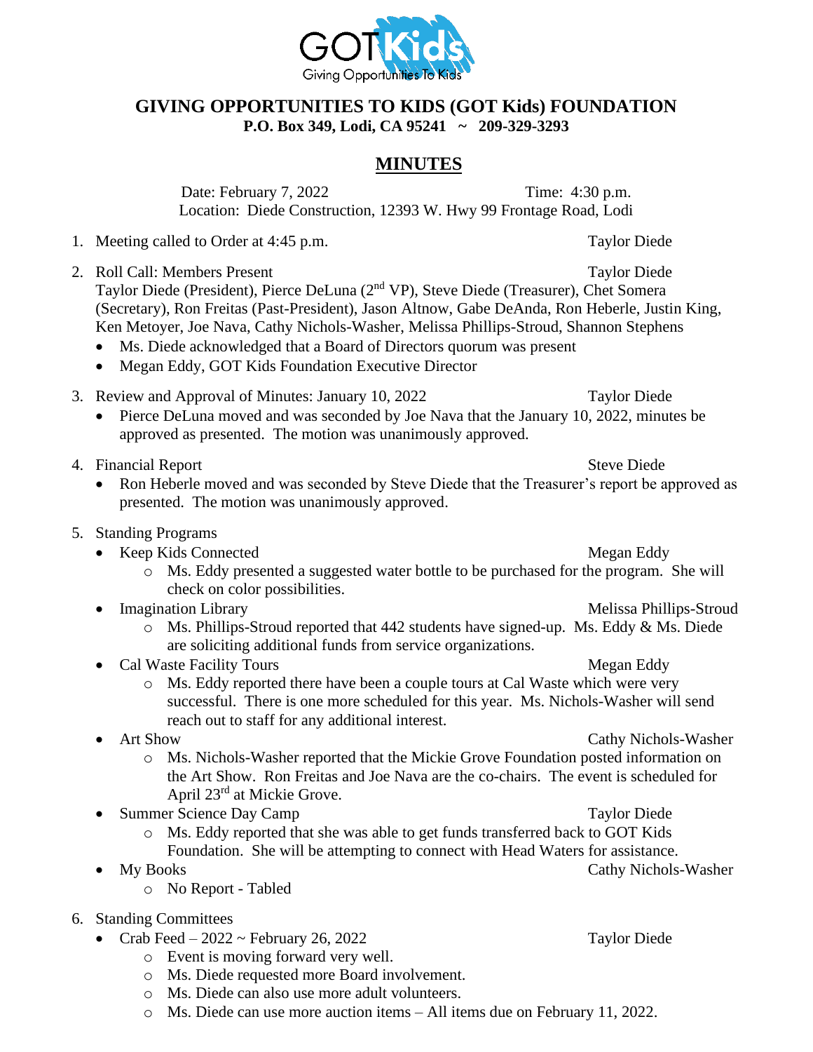# GIVING OPPORTUNITIES TO KIDS (GOT Kids) FOUNDATION

**P.O. Box 349, Lodi, CA 95241 ~ 209-329-3293**

## MINUTES

Date: February 7, 2022 Time: 4:30 p.m.
Location: Diede Construction, 12393 W. Hwy 99 Frontage Road, Lodi

1. Meeting called to Order at 4:45 p.m. — Taylor Diede

2. Roll Call: Members Present — Taylor Diede
   Taylor Diede (President), Pierce DeLuna (2nd VP), Steve Diede (Treasurer), Chet Somera (Secretary), Ron Freitas (Past-President), Jason Altnow, Gabe DeAnda, Ron Heberle, Justin King, Ken Metoyer, Joe Nava, Cathy Nichols-Washer, Melissa Phillips-Stroud, Shannon Stephens
   - Ms. Diede acknowledged that a Board of Directors quorum was present
   - Megan Eddy, GOT Kids Foundation Executive Director

3. Review and Approval of Minutes: January 10, 2022 — Taylor Diede
   - Pierce DeLuna moved and was seconded by Joe Nava that the January 10, 2022, minutes be approved as presented. The motion was unanimously approved.

4. Financial Report — Steve Diede
   - Ron Heberle moved and was seconded by Steve Diede that the Treasurer's report be approved as presented. The motion was unanimously approved.

5. Standing Programs
   - Keep Kids Connected — Megan Eddy
     - Ms. Eddy presented a suggested water bottle to be purchased for the program. She will check on color possibilities.
   - Imagination Library — Melissa Phillips-Stroud
     - Ms. Phillips-Stroud reported that 442 students have signed-up. Ms. Eddy & Ms. Diede are soliciting additional funds from service organizations.
   - Cal Waste Facility Tours — Megan Eddy
     - Ms. Eddy reported there have been a couple tours at Cal Waste which were very successful. There is one more scheduled for this year. Ms. Nichols-Washer will send reach out to staff for any additional interest.
   - Art Show — Cathy Nichols-Washer
     - Ms. Nichols-Washer reported that the Mickie Grove Foundation posted information on the Art Show. Ron Freitas and Joe Nava are the co-chairs. The event is scheduled for April 23rd at Mickie Grove.
   - Summer Science Day Camp — Taylor Diede
     - Ms. Eddy reported that she was able to get funds transferred back to GOT Kids Foundation. She will be attempting to connect with Head Waters for assistance.
   - My Books — Cathy Nichols-Washer
     - No Report - Tabled

6. Standing Committees
   - Crab Feed – 2022 ~ February 26, 2022 — Taylor Diede
     - Event is moving forward very well.
     - Ms. Diede requested more Board involvement.
     - Ms. Diede can also use more adult volunteers.
     - Ms. Diede can use more auction items – All items due on February 11, 2022.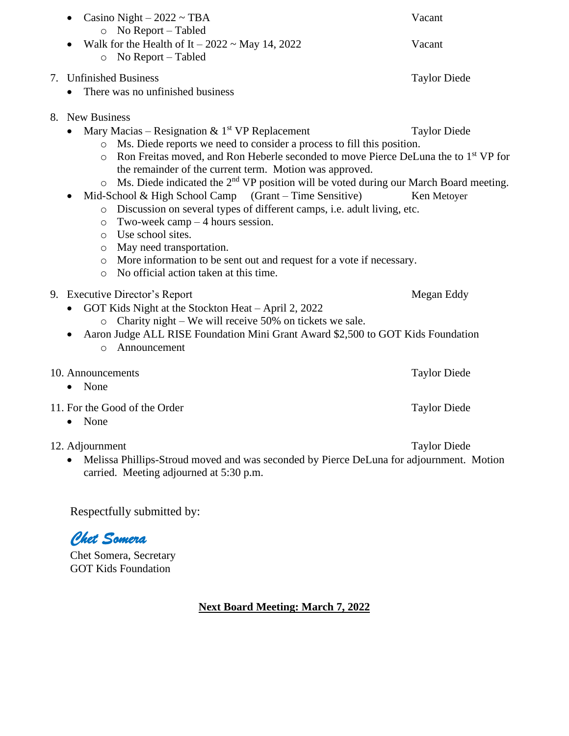- Casino Night – 2022 ~ TBA — Vacant
  - No Report – Tabled
- Walk for the Health of It – 2022 ~ May 14, 2022 — Vacant
  - No Report – Tabled

7. Unfinished Business — Taylor Diede
   - There was no unfinished business

8. New Business
   - Mary Macias – Resignation & 1st VP Replacement — Taylor Diede
     - Ms. Diede reports we need to consider a process to fill this position.
     - Ron Freitas moved, and Ron Heberle seconded to move Pierce DeLuna the to 1st VP for the remainder of the current term. Motion was approved.
     - Ms. Diede indicated the 2nd VP position will be voted during our March Board meeting.
   - Mid-School & High School Camp (Grant – Time Sensitive) — Ken Metoyer
     - Discussion on several types of different camps, i.e. adult living, etc.
     - Two-week camp – 4 hours session.
     - Use school sites.
     - May need transportation.
     - More information to be sent out and request for a vote if necessary.
     - No official action taken at this time.

9. Executive Director's Report — Megan Eddy
   - GOT Kids Night at the Stockton Heat – April 2, 2022
     - Charity night – We will receive 50% on tickets we sale.
   - Aaron Judge ALL RISE Foundation Mini Grant Award $2,500 to GOT Kids Foundation
     - Announcement

10. Announcements — Taylor Diede
    - None

11. For the Good of the Order — Taylor Diede
    - None

12. Adjournment — Taylor Diede
    - Melissa Phillips-Stroud moved and was seconded by Pierce DeLuna for adjournment. Motion carried. Meeting adjourned at 5:30 p.m.

Respectfully submitted by:

*Chet Somera*

Chet Somera, Secretary
GOT Kids Foundation

**Next Board Meeting: March 7, 2022**